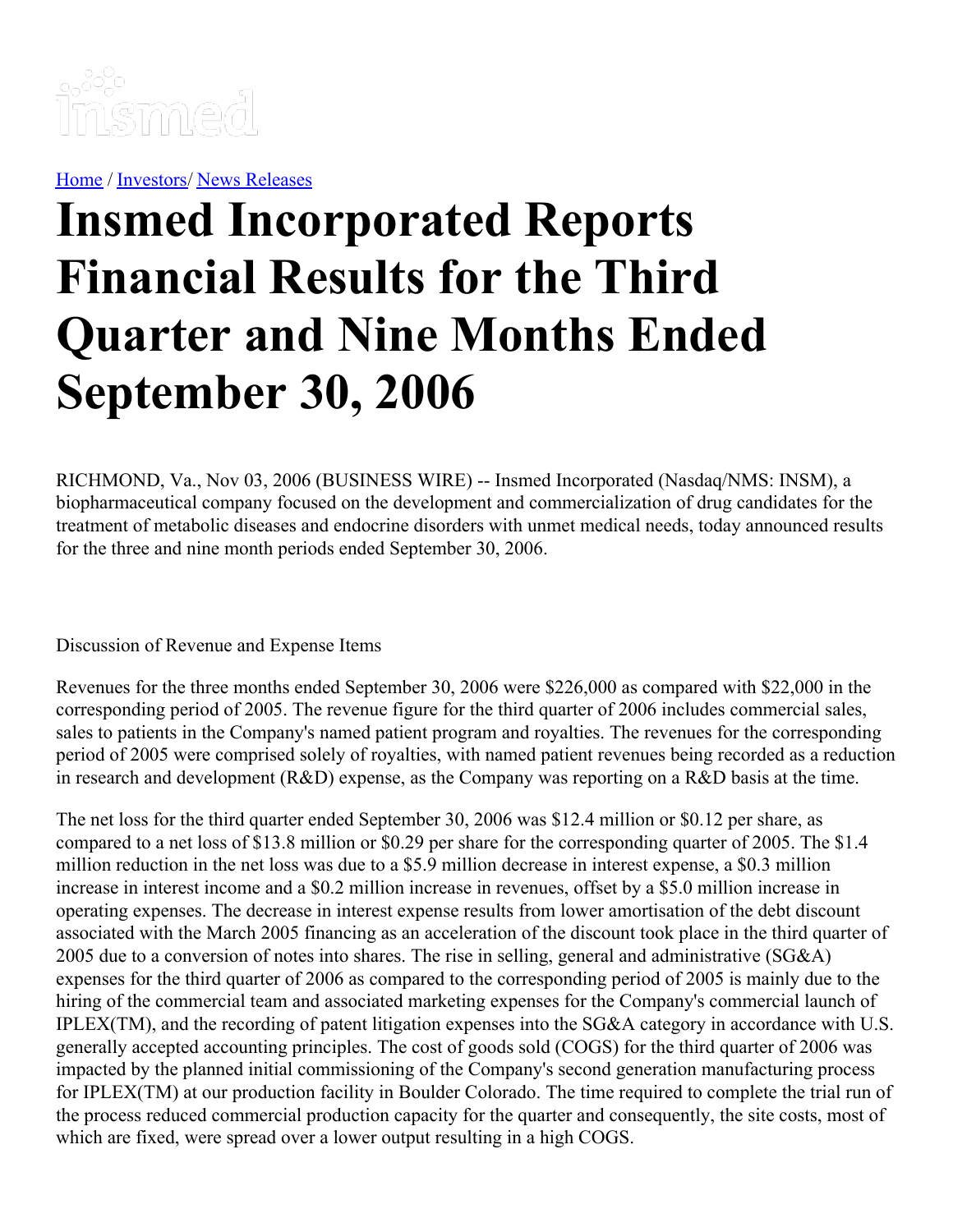[Home](#) / [Investors](#)/ [News Releases](#)

# Insmed Incorporated Reports Financial Results for the Third Quarter and Nine Months Ended September 30, 2006

RICHMOND, Va., Nov 03, 2006 (BUSINESS WIRE) -- Insmed Incorporated (Nasdaq/NMS: INSM), a biopharmaceutical company focused on the development and commercialization of drug candidates for the treatment of metabolic diseases and endocrine disorders with unmet medical needs, today announced results for the three and nine month periods ended September 30, 2006.

Discussion of Revenue and Expense Items

Revenues for the three months ended September 30, 2006 were $226,000 as compared with $22,000 in the corresponding period of 2005. The revenue figure for the third quarter of 2006 includes commercial sales, sales to patients in the Company's named patient program and royalties. The revenues for the corresponding period of 2005 were comprised solely of royalties, with named patient revenues being recorded as a reduction in research and development (R&D) expense, as the Company was reporting on a R&D basis at the time.

The net loss for the third quarter ended September 30, 2006 was $12.4 million or $0.12 per share, as compared to a net loss of $13.8 million or $0.29 per share for the corresponding quarter of 2005. The $1.4 million reduction in the net loss was due to a $5.9 million decrease in interest expense, a $0.3 million increase in interest income and a $0.2 million increase in revenues, offset by a $5.0 million increase in operating expenses. The decrease in interest expense results from lower amortisation of the debt discount associated with the March 2005 financing as an acceleration of the discount took place in the third quarter of 2005 due to a conversion of notes into shares. The rise in selling, general and administrative (SG&A) expenses for the third quarter of 2006 as compared to the corresponding period of 2005 is mainly due to the hiring of the commercial team and associated marketing expenses for the Company's commercial launch of IPLEX(TM), and the recording of patent litigation expenses into the SG&A category in accordance with U.S. generally accepted accounting principles. The cost of goods sold (COGS) for the third quarter of 2006 was impacted by the planned initial commissioning of the Company's second generation manufacturing process for IPLEX(TM) at our production facility in Boulder Colorado. The time required to complete the trial run of the process reduced commercial production capacity for the quarter and consequently, the site costs, most of which are fixed, were spread over a lower output resulting in a high COGS.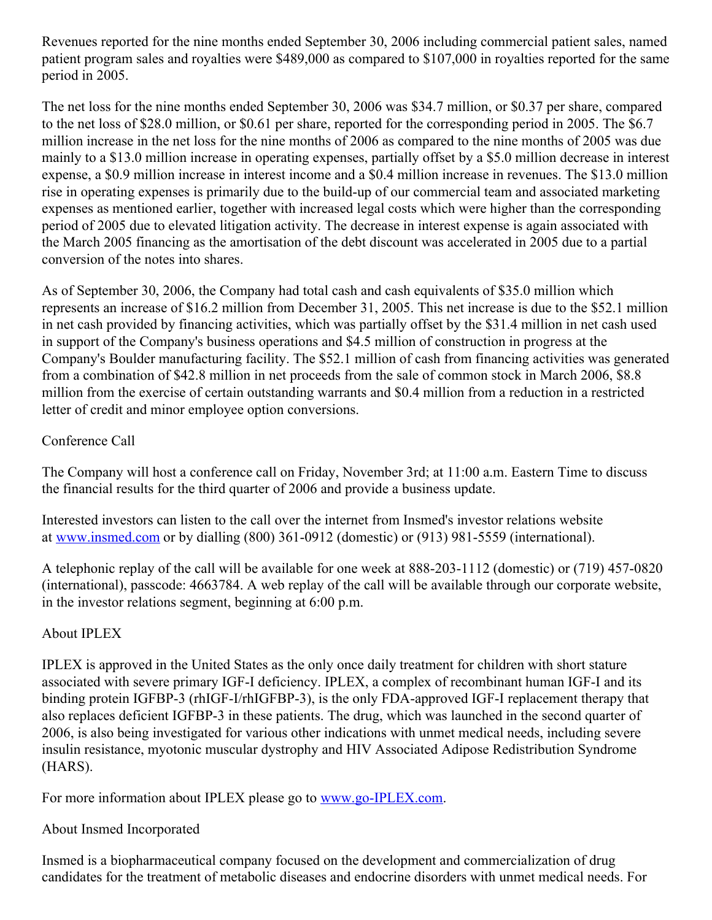Revenues reported for the nine months ended September 30, 2006 including commercial patient sales, named patient program sales and royalties were $489,000 as compared to $107,000 in royalties reported for the same period in 2005.

The net loss for the nine months ended September 30, 2006 was $34.7 million, or $0.37 per share, compared to the net loss of $28.0 million, or $0.61 per share, reported for the corresponding period in 2005. The $6.7 million increase in the net loss for the nine months of 2006 as compared to the nine months of 2005 was due mainly to a $13.0 million increase in operating expenses, partially offset by a $5.0 million decrease in interest expense, a $0.9 million increase in interest income and a $0.4 million increase in revenues. The $13.0 million rise in operating expenses is primarily due to the build-up of our commercial team and associated marketing expenses as mentioned earlier, together with increased legal costs which were higher than the corresponding period of 2005 due to elevated litigation activity. The decrease in interest expense is again associated with the March 2005 financing as the amortisation of the debt discount was accelerated in 2005 due to a partial conversion of the notes into shares.

As of September 30, 2006, the Company had total cash and cash equivalents of $35.0 million which represents an increase of $16.2 million from December 31, 2005. This net increase is due to the $52.1 million in net cash provided by financing activities, which was partially offset by the $31.4 million in net cash used in support of the Company's business operations and $4.5 million of construction in progress at the Company's Boulder manufacturing facility. The $52.1 million of cash from financing activities was generated from a combination of $42.8 million in net proceeds from the sale of common stock in March 2006, $8.8 million from the exercise of certain outstanding warrants and $0.4 million from a reduction in a restricted letter of credit and minor employee option conversions.

## Conference Call

The Company will host a conference call on Friday, November 3rd; at 11:00 a.m. Eastern Time to discuss the financial results for the third quarter of 2006 and provide a business update.

Interested investors can listen to the call over the internet from Insmed's investor relations website at [www.insmed.com](http://www.insmed.com) or by dialling (800) 361-0912 (domestic) or (913) 981-5559 (international).

A telephonic replay of the call will be available for one week at 888-203-1112 (domestic) or (719) 457-0820 (international), passcode: 4663784. A web replay of the call will be available through our corporate website, in the investor relations segment, beginning at 6:00 p.m.

## About IPLEX

IPLEX is approved in the United States as the only once daily treatment for children with short stature associated with severe primary IGF-I deficiency. IPLEX, a complex of recombinant human IGF-I and its binding protein IGFBP-3 (rhIGF-I/rhIGFBP-3), is the only FDA-approved IGF-I replacement therapy that also replaces deficient IGFBP-3 in these patients. The drug, which was launched in the second quarter of 2006, is also being investigated for various other indications with unmet medical needs, including severe insulin resistance, myotonic muscular dystrophy and HIV Associated Adipose Redistribution Syndrome (HARS).

For more information about IPLEX please go to [www.go-IPLEX.com](http://www.go-IPLEX.com).

## About Insmed Incorporated

Insmed is a biopharmaceutical company focused on the development and commercialization of drug candidates for the treatment of metabolic diseases and endocrine disorders with unmet medical needs. For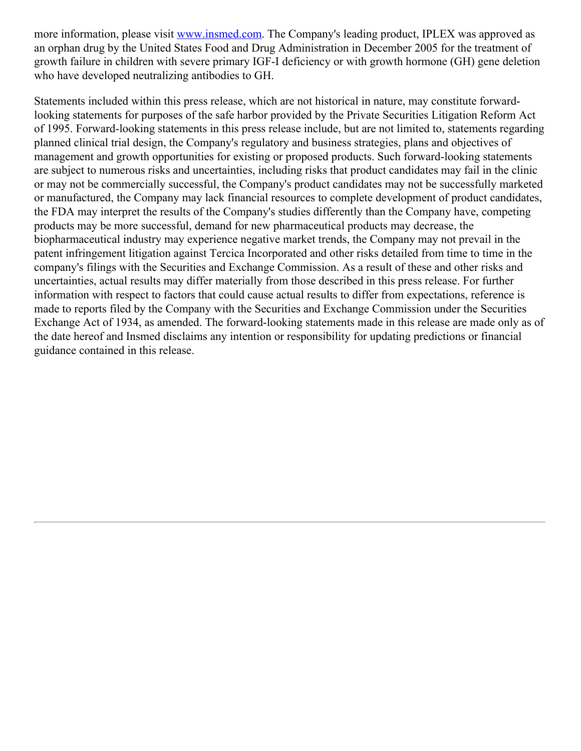more information, please visit [www.insmed.com](http://www.insmed.com). The Company's leading product, IPLEX was approved as an orphan drug by the United States Food and Drug Administration in December 2005 for the treatment of growth failure in children with severe primary IGF-I deficiency or with growth hormone (GH) gene deletion who have developed neutralizing antibodies to GH.

Statements included within this press release, which are not historical in nature, may constitute forward-looking statements for purposes of the safe harbor provided by the Private Securities Litigation Reform Act of 1995. Forward-looking statements in this press release include, but are not limited to, statements regarding planned clinical trial design, the Company's regulatory and business strategies, plans and objectives of management and growth opportunities for existing or proposed products. Such forward-looking statements are subject to numerous risks and uncertainties, including risks that product candidates may fail in the clinic or may not be commercially successful, the Company's product candidates may not be successfully marketed or manufactured, the Company may lack financial resources to complete development of product candidates, the FDA may interpret the results of the Company's studies differently than the Company have, competing products may be more successful, demand for new pharmaceutical products may decrease, the biopharmaceutical industry may experience negative market trends, the Company may not prevail in the patent infringement litigation against Tercica Incorporated and other risks detailed from time to time in the company's filings with the Securities and Exchange Commission. As a result of these and other risks and uncertainties, actual results may differ materially from those described in this press release. For further information with respect to factors that could cause actual results to differ from expectations, reference is made to reports filed by the Company with the Securities and Exchange Commission under the Securities Exchange Act of 1934, as amended. The forward-looking statements made in this release are made only as of the date hereof and Insmed disclaims any intention or responsibility for updating predictions or financial guidance contained in this release.